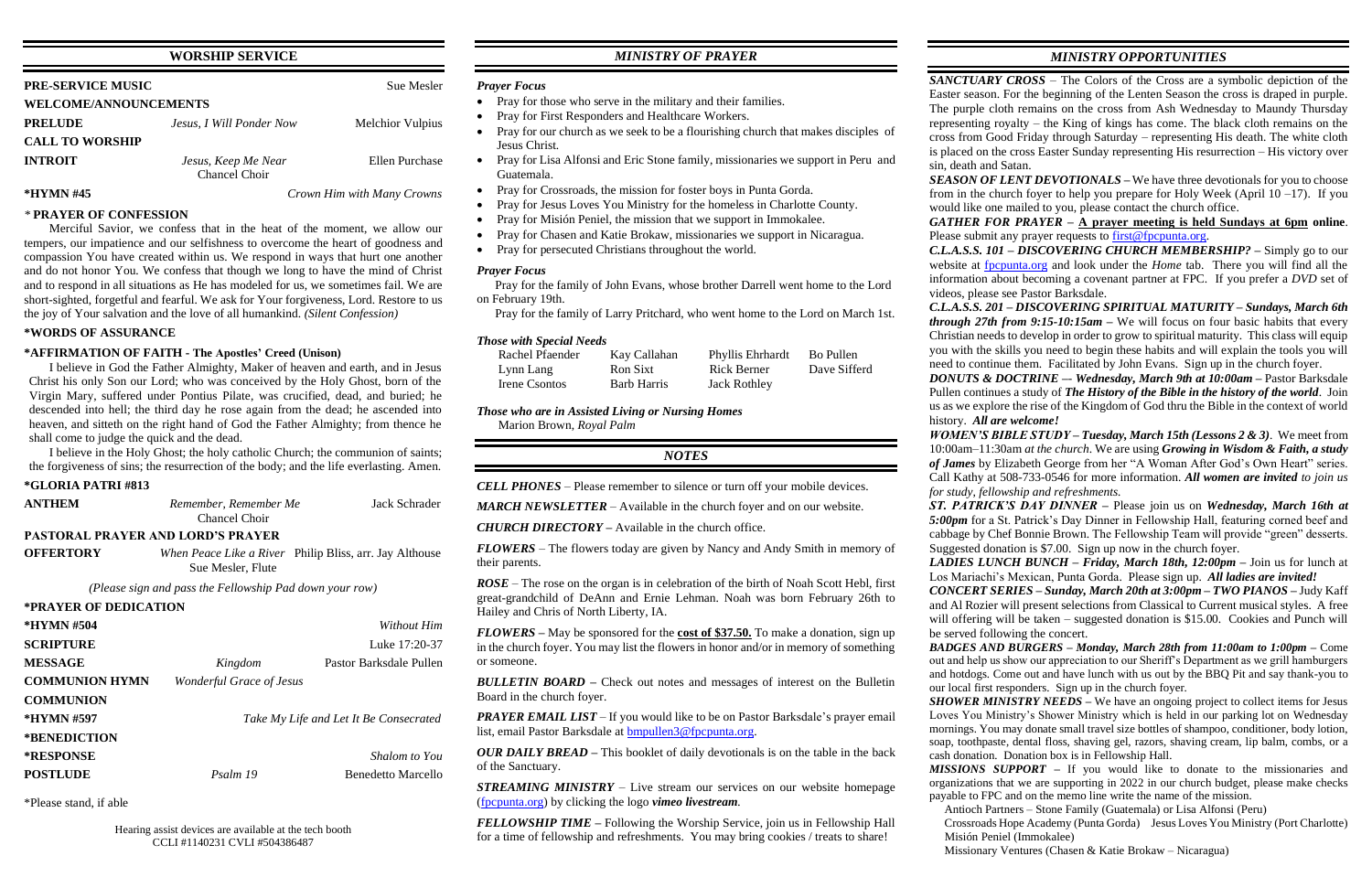## WORSHIP SERVICE

| | | |
|---|---|---|
| **PRE-SERVICE MUSIC** | | Sue Mesler |
| **WELCOME/ANNOUNCEMENTS** | | |
| **PRELUDE** | *Jesus, I Will Ponder Now* | Melchior Vulpius |
| **CALL TO WORSHIP** | | |
| **INTROIT** | *Jesus, Keep Me Near*<br>Chancel Choir | Ellen Purchase |
| **\*HYMN #45** | | *Crown Him with Many Crowns* |

**\* PRAYER OF CONFESSION**

Merciful Savior, we confess that in the heat of the moment, we allow our tempers, our impatience and our selfishness to overcome the heart of goodness and compassion You have created within us. We respond in ways that hurt one another and do not honor You. We confess that though we long to have the mind of Christ and to respond in all situations as He has modeled for us, we sometimes fail. We are short-sighted, forgetful and fearful. We ask for Your forgiveness, Lord. Restore to us the joy of Your salvation and the love of all humankind. *(Silent Confession)*

**\*WORDS OF ASSURANCE**

**\*AFFIRMATION OF FAITH - The Apostles' Creed (Unison)**

I believe in God the Father Almighty, Maker of heaven and earth, and in Jesus Christ his only Son our Lord; who was conceived by the Holy Ghost, born of the Virgin Mary, suffered under Pontius Pilate, was crucified, dead, and buried; he descended into hell; the third day he rose again from the dead; he ascended into heaven, and sitteth on the right hand of God the Father Almighty; from thence he shall come to judge the quick and the dead.

I believe in the Holy Ghost; the holy catholic Church; the communion of saints; the forgiveness of sins; the resurrection of the body; and the life everlasting. Amen.

**\*GLORIA PATRI #813**

| | | |
|---|---|---|
| **ANTHEM** | *Remember, Remember Me*<br>Chancel Choir | Jack Schrader |
| **PASTORAL PRAYER AND LORD'S PRAYER** | | |
| **OFFERTORY** | *When Peace Like a River*<br>Sue Mesler, Flute | Philip Bliss, arr. Jay Althouse |

*(Please sign and pass the Fellowship Pad down your row)*

| | | |
|---|---|---|
| **\*PRAYER OF DEDICATION** | | |
| **\*HYMN #504** | | *Without Him* |
| **SCRIPTURE** | | Luke 17:20-37 |
| **MESSAGE** | *Kingdom* | Pastor Barksdale Pullen |
| **COMMUNION HYMN** | *Wonderful Grace of Jesus* | |
| **COMMUNION** | | |
| **\*HYMN #597** | | *Take My Life and Let It Be Consecrated* |
| **\*BENEDICTION** | | |
| **\*RESPONSE** | | *Shalom to You* |
| **POSTLUDE** | *Psalm 19* | Benedetto Marcello |

\*Please stand, if able

Hearing assist devices are available at the tech booth
CCLI #1140231 CVLI #504386487

## MINISTRY OF PRAYER

### *Prayer Focus*

- Pray for those who serve in the military and their families.
- Pray for First Responders and Healthcare Workers.
- Pray for our church as we seek to be a flourishing church that makes disciples of Jesus Christ.
- Pray for Lisa Alfonsi and Eric Stone family, missionaries we support in Peru and Guatemala.
- Pray for Crossroads, the mission for foster boys in Punta Gorda.
- Pray for Jesus Loves You Ministry for the homeless in Charlotte County.
- Pray for Misión Peniel, the mission that we support in Immokalee.
- Pray for Chasen and Katie Brokaw, missionaries we support in Nicaragua.
- Pray for persecuted Christians throughout the world.

### *Prayer Focus*

Pray for the family of John Evans, whose brother Darrell went home to the Lord on February 19th.

Pray for the family of Larry Pritchard, who went home to the Lord on March 1st.

### *Those with Special Needs*

| | | | |
|---|---|---|---|
| Rachel Pfaender | Kay Callahan | Phyllis Ehrhardt | Bo Pullen |
| Lynn Lang | Ron Sixt | Rick Berner | Dave Sifferd |
| Irene Csontos | Barb Harris | Jack Rothley | |

### *Those who are in Assisted Living or Nursing Homes*

Marion Brown, *Royal Palm*

## NOTES

***CELL PHONES*** – Please remember to silence or turn off your mobile devices.

***MARCH NEWSLETTER*** – Available in the church foyer and on our website.

***CHURCH DIRECTORY –*** Available in the church office.

***FLOWERS*** – The flowers today are given by Nancy and Andy Smith in memory of their parents.

***ROSE*** – The rose on the organ is in celebration of the birth of Noah Scott Hebl, first great-grandchild of DeAnn and Ernie Lehman. Noah was born February 26th to Hailey and Chris of North Liberty, IA.

***FLOWERS –*** May be sponsored for the **cost of $37.50.** To make a donation, sign up in the church foyer. You may list the flowers in honor and/or in memory of something or someone.

***BULLETIN BOARD –*** Check out notes and messages of interest on the Bulletin Board in the church foyer.

***PRAYER EMAIL LIST*** – If you would like to be on Pastor Barksdale's prayer email list, email Pastor Barksdale at bmpullen3@fpcpunta.org.

***OUR DAILY BREAD –*** This booklet of daily devotionals is on the table in the back of the Sanctuary.

***STREAMING MINISTRY*** – Live stream our services on our website homepage (fpcpunta.org) by clicking the logo *vimeo livestream*.

***FELLOWSHIP TIME –*** Following the Worship Service, join us in Fellowship Hall for a time of fellowship and refreshments. You may bring cookies / treats to share!

## MINISTRY OPPORTUNITIES

***SANCTUARY CROSS*** – The Colors of the Cross are a symbolic depiction of the Easter season. For the beginning of the Lenten Season the cross is draped in purple. The purple cloth remains on the cross from Ash Wednesday to Maundy Thursday representing royalty – the King of kings has come. The black cloth remains on the cross from Good Friday through Saturday – representing His death. The white cloth is placed on the cross Easter Sunday representing His resurrection – His victory over sin, death and Satan.

***SEASON OF LENT DEVOTIONALS –*** We have three devotionals for you to choose from in the church foyer to help you prepare for Holy Week (April 10 –17). If you would like one mailed to you, please contact the church office.

***GATHER FOR PRAYER –*** **A prayer meeting is held Sundays at 6pm online**. Please submit any prayer requests to first@fpcpunta.org.

***C.L.A.S.S. 101 – DISCOVERING CHURCH MEMBERSHIP? –*** Simply go to our website at fpcpunta.org and look under the *Home* tab. There you will find all the information about becoming a covenant partner at FPC. If you prefer a *DVD* set of videos, please see Pastor Barksdale.

***C.L.A.S.S. 201 – DISCOVERING SPIRITUAL MATURITY – Sundays, March 6th through 27th from 9:15-10:15am –*** We will focus on four basic habits that every Christian needs to develop in order to grow to spiritual maturity. This class will equip you with the skills you need to begin these habits and will explain the tools you will need to continue them. Facilitated by John Evans. Sign up in the church foyer.

***DONUTS & DOCTRINE –- Wednesday, March 9th at 10:00am –*** Pastor Barksdale Pullen continues a study of ***The History of the Bible in the history of the world***. Join us as we explore the rise of the Kingdom of God thru the Bible in the context of world history. ***All are welcome!***

***WOMEN'S BIBLE STUDY – Tuesday, March 15th (Lessons 2 & 3)***. We meet from 10:00am–11:30am *at the church*. We are using ***Growing in Wisdom & Faith, a study of James*** by Elizabeth George from her "A Woman After God's Own Heart" series. Call Kathy at 508-733-0546 for more information. ***All women are invited*** *to join us for study, fellowship and refreshments.*

***ST. PATRICK'S DAY DINNER –*** Please join us on ***Wednesday, March 16th at 5:00pm*** for a St. Patrick's Day Dinner in Fellowship Hall, featuring corned beef and cabbage by Chef Bonnie Brown. The Fellowship Team will provide "green" desserts. Suggested donation is $7.00. Sign up now in the church foyer.

***LADIES LUNCH BUNCH – Friday, March 18th, 12:00pm –*** Join us for lunch at Los Mariachi's Mexican, Punta Gorda. Please sign up. ***All ladies are invited!***

***CONCERT SERIES – Sunday, March 20th at 3:00pm – TWO PIANOS –*** Judy Kaff and Al Rozier will present selections from Classical to Current musical styles. A free will offering will be taken – suggested donation is $15.00. Cookies and Punch will be served following the concert.

***BADGES AND BURGERS – Monday, March 28th from 11:00am to 1:00pm –*** Come out and help us show our appreciation to our Sheriff's Department as we grill hamburgers and hotdogs. Come out and have lunch with us out by the BBQ Pit and say thank-you to our local first responders. Sign up in the church foyer.

***SHOWER MINISTRY NEEDS –*** We have an ongoing project to collect items for Jesus Loves You Ministry's Shower Ministry which is held in our parking lot on Wednesday mornings. You may donate small travel size bottles of shampoo, conditioner, body lotion, soap, toothpaste, dental floss, shaving gel, razors, shaving cream, lip balm, combs, or a cash donation. Donation box is in Fellowship Hall.

***MISSIONS SUPPORT –*** If you would like to donate to the missionaries and organizations that we are supporting in 2022 in our church budget, please make checks payable to FPC and on the memo line write the name of the mission.

Antioch Partners – Stone Family (Guatemala) or Lisa Alfonsi (Peru)
Crossroads Hope Academy (Punta Gorda) Jesus Loves You Ministry (Port Charlotte)
Misión Peniel (Immokalee)
Missionary Ventures (Chasen & Katie Brokaw – Nicaragua)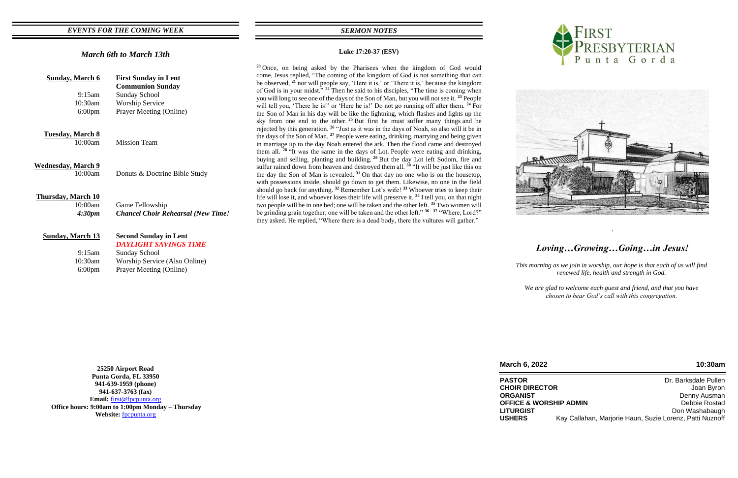## *EVENTS FOR THE COMING WEEK*

### *March 6th to March 13th*

| | |
|---|---|
| **Sunday, March 6** | **First Sunday in Lent** |
| | **Communion Sunday** |
| 9:15am | Sunday School |
| 10:30am | Worship Service |
| 6:00pm | Prayer Meeting (Online) |
| **Tuesday, March 8** | |
| 10:00am | Mission Team |
| **Wednesday, March 9** | |
| 10:00am | Donuts & Doctrine Bible Study |
| **Thursday, March 10** | |
| 10:00am | Game Fellowship |
| ***4:30pm*** | ***Chancel Choir Rehearsal (New Time!*** |
| **Sunday, March 13** | **Second Sunday in Lent** |
| | ***DAYLIGHT SAVINGS TIME*** |
| 9:15am | Sunday School |
| 10:30am | Worship Service (Also Online) |
| 6:00pm | Prayer Meeting (Online) |

**25250 Airport Road**
**Punta Gorda, FL 33950**
**941-639-1959 (phone)**
**941-637-3763 (fax)**
**Email:** first@fpcpunta.org
**Office hours: 9:00am to 1:00pm Monday – Thursday**
**Website:** fpcpunta.org

## *SERMON NOTES*

**Luke 17:20-37 (ESV)**

[20] Once, on being asked by the Pharisees when the kingdom of God would come, Jesus replied, "The coming of the kingdom of God is not something that can be observed, [21] nor will people say, 'Here it is,' or 'There it is,' because the kingdom of God is in your midst." [22] Then he said to his disciples, "The time is coming when you will long to see one of the days of the Son of Man, but you will not see it. [23] People will tell you, 'There he is!' or 'Here he is!' Do not go running off after them. [24] For the Son of Man in his day will be like the lightning, which flashes and lights up the sky from one end to the other. [25] But first he must suffer many things and be rejected by this generation. [26] "Just as it was in the days of Noah, so also will it be in the days of the Son of Man. [27] People were eating, drinking, marrying and being given in marriage up to the day Noah entered the ark. Then the flood came and destroyed them all. [28] "It was the same in the days of Lot. People were eating and drinking, buying and selling, planting and building. [29] But the day Lot left Sodom, fire and sulfur rained down from heaven and destroyed them all. [30] "It will be just like this on the day the Son of Man is revealed. [31] On that day no one who is on the housetop, with possessions inside, should go down to get them. Likewise, no one in the field should go back for anything. [32] Remember Lot's wife! [33] Whoever tries to keep their life will lose it, and whoever loses their life will preserve it. [34] I tell you, on that night two people will be in one bed; one will be taken and the other left. [35] Two women will be grinding grain together; one will be taken and the other left." [36] [37] "Where, Lord?" they asked. He replied, "Where there is a dead body, there the vultures will gather."

# FIRST PRESBYTERIAN
Punta Gorda

## *Loving…Growing…Going…in Jesus!*

*This morning as we join in worship, our hope is that each of us will find renewed life, health and strength in God.*

*We are glad to welcome each guest and friend, and that you have chosen to hear God's call with this congregation.*

**March 6, 2022** **10:30am**

| | |
|---|---|
| **PASTOR** | Dr. Barksdale Pullen |
| **CHOIR DIRECTOR** | Joan Byron |
| **ORGANIST** | Denny Ausman |
| **OFFICE & WORSHIP ADMIN** | Debbie Rostad |
| **LITURGIST** | Don Washabaugh |
| **USHERS** | Kay Callahan, Marjorie Haun, Suzie Lorenz, Patti Nuznoff |